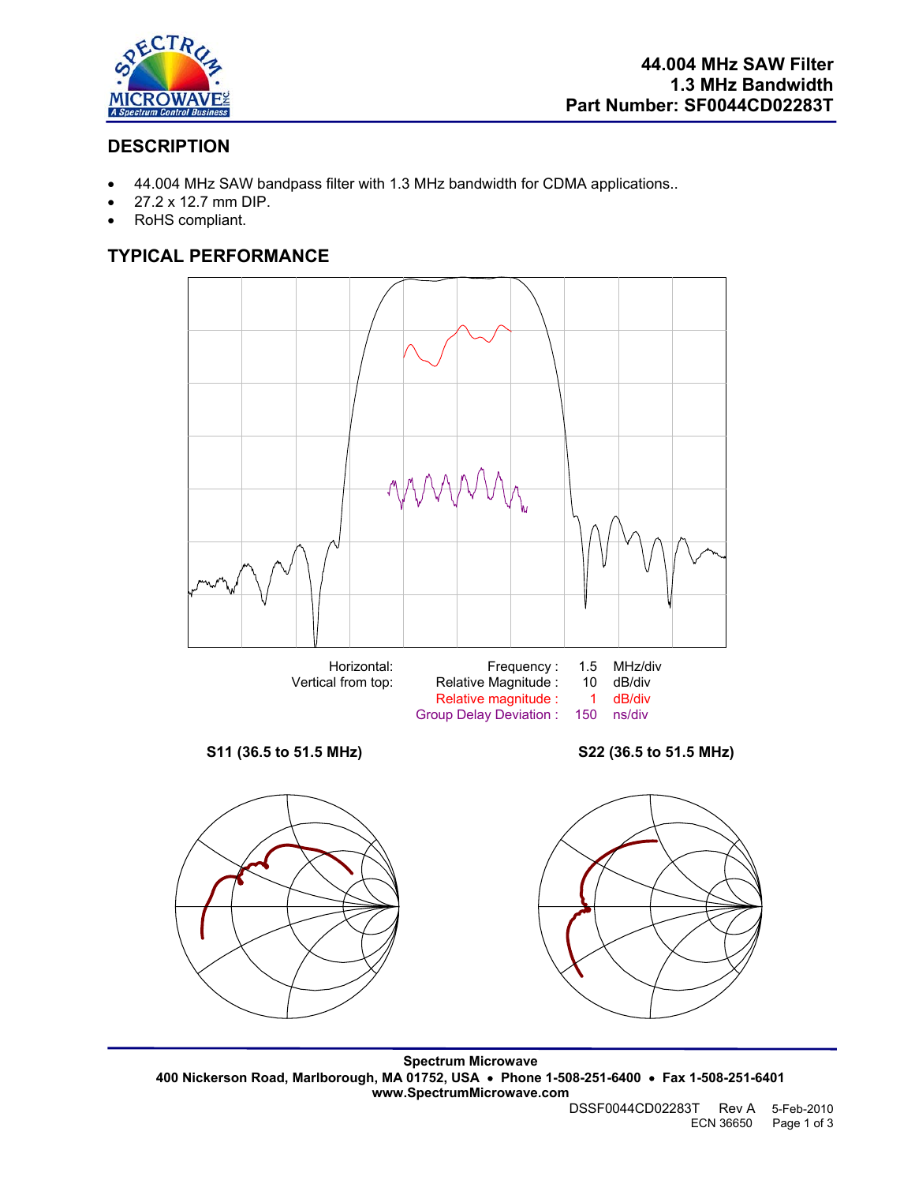**44.004 MHz SAW Filter**
**1.3 MHz Bandwidth**
**Part Number: SF0044CD02283T**

## DESCRIPTION

- 44.004 MHz SAW bandpass filter with 1.3 MHz bandwidth for CDMA applications..
- 27.2 x 12.7 mm DIP.
- RoHS compliant.

## TYPICAL PERFORMANCE

| | | | |
|---|---|---|---|
| Horizontal: | Frequency : | 1.5 | MHz/div |
| Vertical from top: | Relative Magnitude : | 10 | dB/div |
| | Relative magnitude : | 1 | dB/div |
| | Group Delay Deviation : | 150 | ns/div |

**S11 (36.5 to 51.5 MHz)**

**S22 (36.5 to 51.5 MHz)**

**Spectrum Microwave**
**400 Nickerson Road, Marlborough, MA 01752, USA • Phone 1-508-251-6400 • Fax 1-508-251-6401**
**www.SpectrumMicrowave.com**

DSSF0044CD02283T Rev A 5-Feb-2010
ECN 36650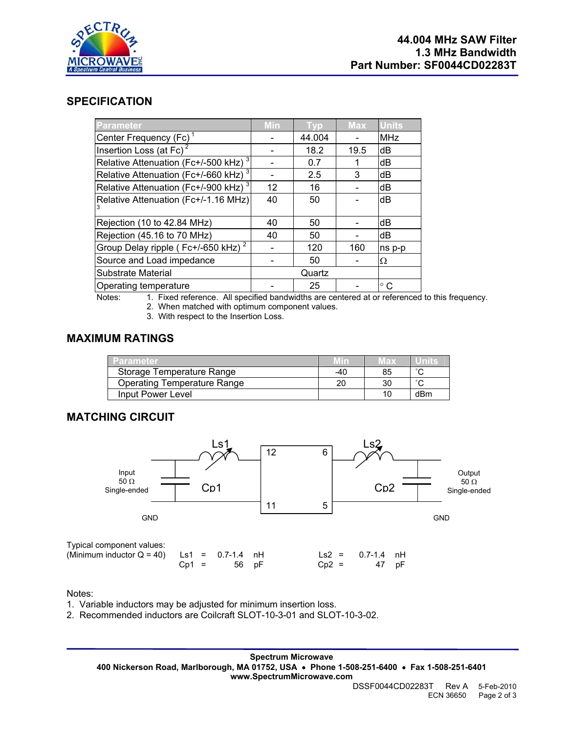# 44.004 MHz SAW Filter
# 1.3 MHz Bandwidth
# Part Number: SF0044CD02283T

## SPECIFICATION

| Parameter | Min | Typ | Max | Units |
|---|---|---|---|---|
| Center Frequency (Fc) [1] | - | 44.004 | - | MHz |
| Insertion Loss (at Fc) [2] | - | 18.2 | 19.5 | dB |
| Relative Attenuation (Fc+/-500 kHz) [3] | - | 0.7 | 1 | dB |
| Relative Attenuation (Fc+/-660 kHz) [3] | - | 2.5 | 3 | dB |
| Relative Attenuation (Fc+/-900 kHz) [3] | 12 | 16 | - | dB |
| Relative Attenuation (Fc+/-1.16 MHz) [3] | 40 | 50 | - | dB |
| Rejection (10 to 42.84 MHz) | 40 | 50 | - | dB |
| Rejection (45.16 to 70 MHz) | 40 | 50 | - | dB |
| Group Delay ripple ( Fc+/-650 kHz) [2] | - | 120 | 160 | ns p-p |
| Source and Load impedance | - | 50 | - | Ω |
| Substrate Material | | Quartz | | |
| Operating temperature | - | 25 | - | ° C |

Notes:
1. Fixed reference. All specified bandwidths are centered at or referenced to this frequency.
2. When matched with optimum component values.
3. With respect to the Insertion Loss.

## MAXIMUM RATINGS

| Parameter | Min | Max | Units |
|---|---|---|---|
| Storage Temperature Range | -40 | 85 | ˚C |
| Operating Temperature Range | 20 | 30 | ˚C |
| Input Power Level | | 10 | dBm |

## MATCHING CIRCUIT

Input 50 Ω Single-ended — Cp1 — Ls1 — pins 12 / 11 — [filter] — pins 6 / 5 — Ls2 — Cp2 — Output 50 Ω Single-ended; GND

Typical component values:
(Minimum inductor Q = 40)

| | | | | | | |
|---|---|---|---|---|---|---|
| Ls1 = | 0.7-1.4 | nH | | Ls2 = | 0.7-1.4 | nH |
| Cp1 = | 56 | pF | | Cp2 = | 47 | pF |

Notes:
1. Variable inductors may be adjusted for minimum insertion loss.
2. Recommended inductors are Coilcraft SLOT-10-3-01 and SLOT-10-3-02.

**Spectrum Microwave**
**400 Nickerson Road, Marlborough, MA 01752, USA • Phone 1-508-251-6400 • Fax 1-508-251-6401**
**www.SpectrumMicrowave.com**

DSSF0044CD02283T Rev A 5-Feb-2010
ECN 36650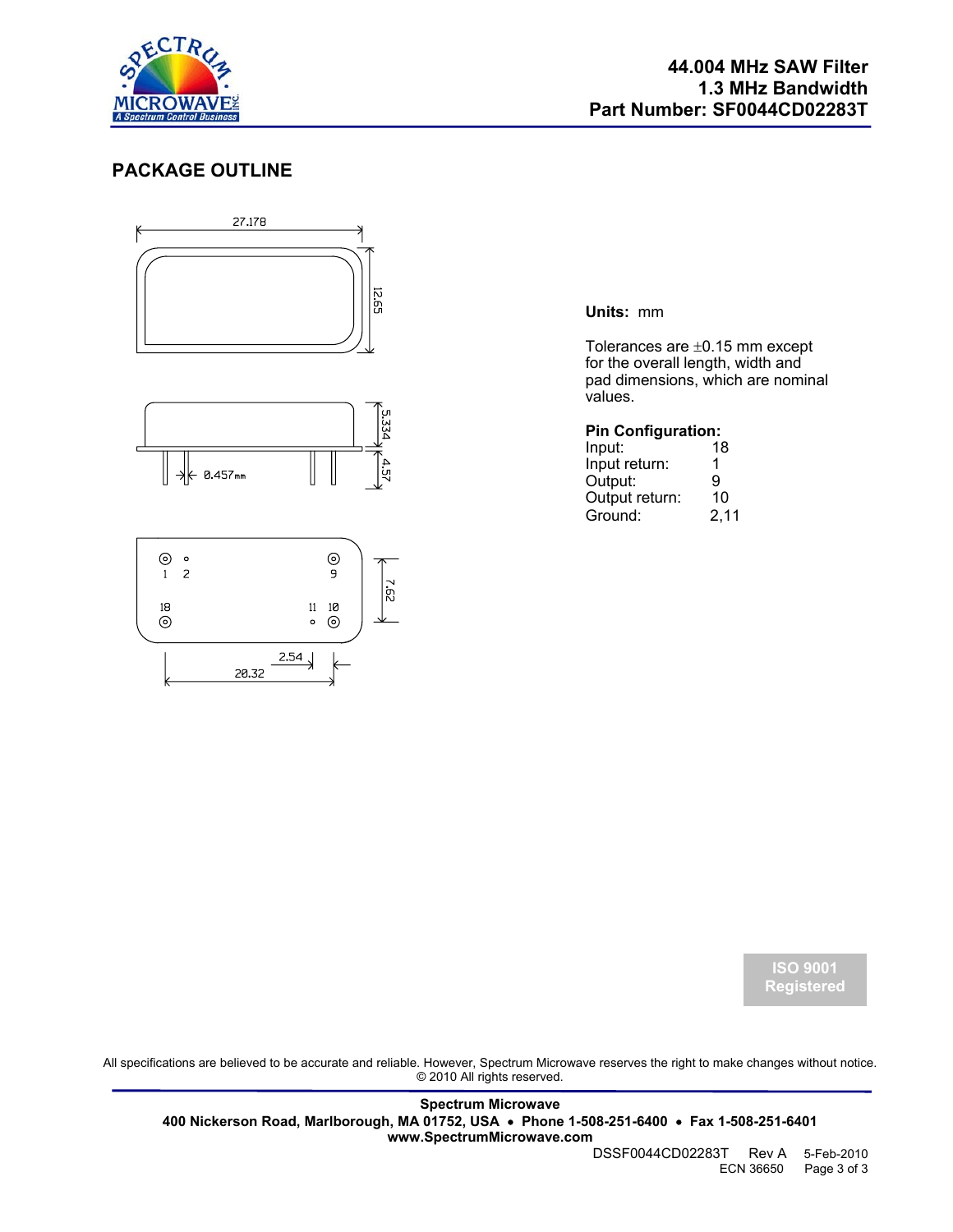## PACKAGE OUTLINE

27.178

12.65

5.334

0.457mm

4.57

1 2 9

18 11 10

7.62

2.54

20.32

**Units:** mm

Tolerances are ±0.15 mm except for the overall length, width and pad dimensions, which are nominal values.

**Pin Configuration:**

| | |
|---|---|
| Input: | 18 |
| Input return: | 1 |
| Output: | 9 |
| Output return: | 10 |
| Ground: | 2,11 |

ISO 9001 Registered

All specifications are believed to be accurate and reliable. However, Spectrum Microwave reserves the right to make changes without notice. © 2010 All rights reserved.

**Spectrum Microwave**
**400 Nickerson Road, Marlborough, MA 01752, USA • Phone 1-508-251-6400 • Fax 1-508-251-6401**
**www.SpectrumMicrowave.com**

DSSF0044CD02283T Rev A 5-Feb-2010
ECN 36650